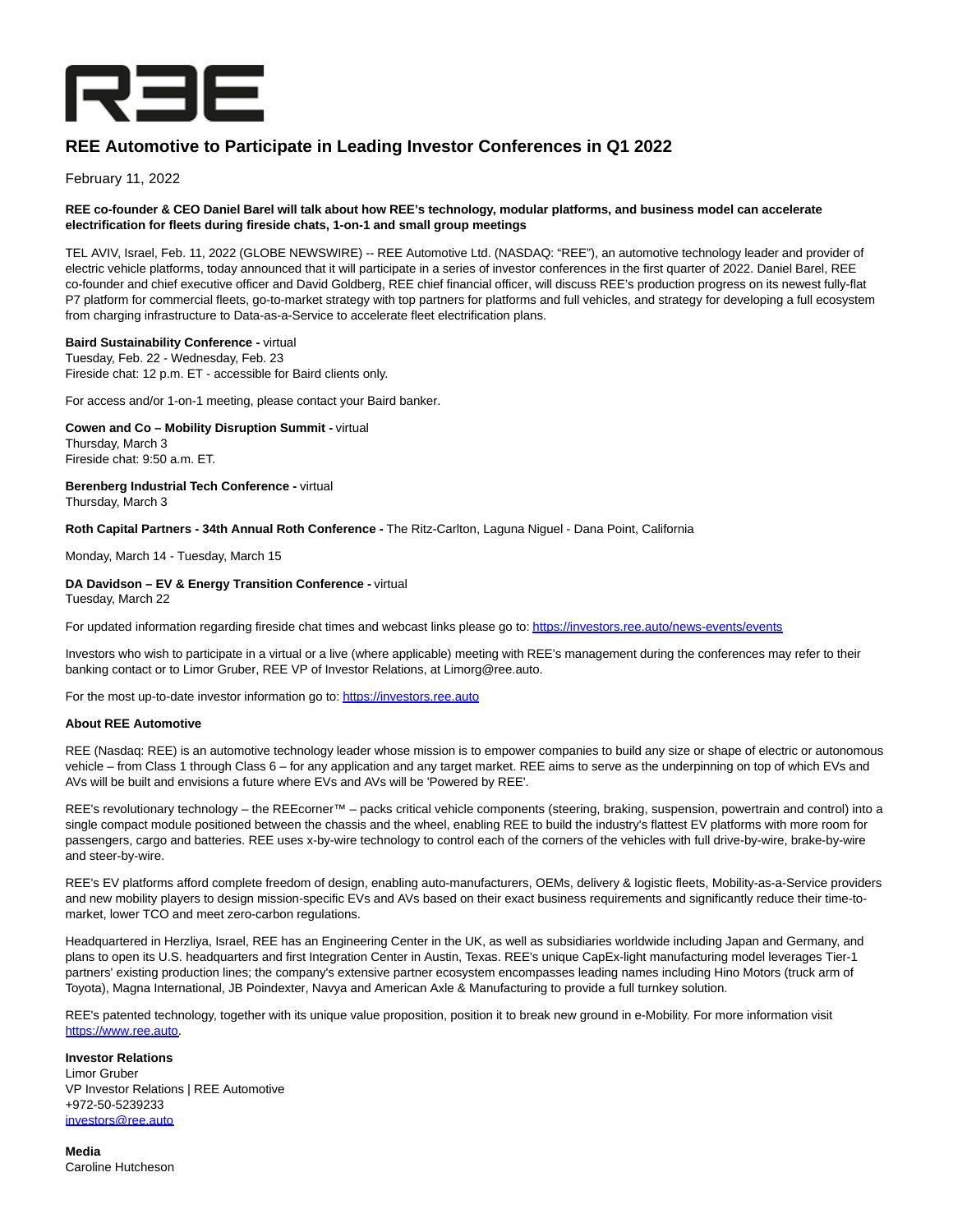# REE Automotive to Participate in Leading Investor Conferences in Q1 2022

February 11, 2022

**REE co-founder & CEO Daniel Barel will talk about how REE's technology, modular platforms, and business model can accelerate electrification for fleets during fireside chats, 1-on-1 and small group meetings**

TEL AVIV, Israel, Feb. 11, 2022 (GLOBE NEWSWIRE) -- REE Automotive Ltd. (NASDAQ: "REE"), an automotive technology leader and provider of electric vehicle platforms, today announced that it will participate in a series of investor conferences in the first quarter of 2022. Daniel Barel, REE co-founder and chief executive officer and David Goldberg, REE chief financial officer, will discuss REE's production progress on its newest fully-flat P7 platform for commercial fleets, go-to-market strategy with top partners for platforms and full vehicles, and strategy for developing a full ecosystem from charging infrastructure to Data-as-a-Service to accelerate fleet electrification plans.

**Baird Sustainability Conference -** virtual
Tuesday, Feb. 22 - Wednesday, Feb. 23
Fireside chat: 12 p.m. ET - accessible for Baird clients only.

For access and/or 1-on-1 meeting, please contact your Baird banker.

**Cowen and Co – Mobility Disruption Summit -** virtual
Thursday, March 3
Fireside chat: 9:50 a.m. ET.

**Berenberg Industrial Tech Conference -** virtual
Thursday, March 3

**Roth Capital Partners - 34th Annual Roth Conference -** The Ritz-Carlton, Laguna Niguel - Dana Point, California

Monday, March 14 - Tuesday, March 15

**DA Davidson – EV & Energy Transition Conference -** virtual
Tuesday, March 22

For updated information regarding fireside chat times and webcast links please go to: [https://investors.ree.auto/news-events/events](https://investors.ree.auto/news-events/events)

Investors who wish to participate in a virtual or a live (where applicable) meeting with REE's management during the conferences may refer to their banking contact or to Limor Gruber, REE VP of Investor Relations, at Limorg@ree.auto.

For the most up-to-date investor information go to: [https://investors.ree.auto](https://investors.ree.auto)

**About REE Automotive**

REE (Nasdaq: REE) is an automotive technology leader whose mission is to empower companies to build any size or shape of electric or autonomous vehicle – from Class 1 through Class 6 – for any application and any target market. REE aims to serve as the underpinning on top of which EVs and AVs will be built and envisions a future where EVs and AVs will be 'Powered by REE'.

REE's revolutionary technology – the REEcorner™ – packs critical vehicle components (steering, braking, suspension, powertrain and control) into a single compact module positioned between the chassis and the wheel, enabling REE to build the industry's flattest EV platforms with more room for passengers, cargo and batteries. REE uses x-by-wire technology to control each of the corners of the vehicles with full drive-by-wire, brake-by-wire and steer-by-wire.

REE's EV platforms afford complete freedom of design, enabling auto-manufacturers, OEMs, delivery & logistic fleets, Mobility-as-a-Service providers and new mobility players to design mission-specific EVs and AVs based on their exact business requirements and significantly reduce their time-to-market, lower TCO and meet zero-carbon regulations.

Headquartered in Herzliya, Israel, REE has an Engineering Center in the UK, as well as subsidiaries worldwide including Japan and Germany, and plans to open its U.S. headquarters and first Integration Center in Austin, Texas. REE's unique CapEx-light manufacturing model leverages Tier-1 partners' existing production lines; the company's extensive partner ecosystem encompasses leading names including Hino Motors (truck arm of Toyota), Magna International, JB Poindexter, Navya and American Axle & Manufacturing to provide a full turnkey solution.

REE's patented technology, together with its unique value proposition, position it to break new ground in e-Mobility. For more information visit [https://www.ree.auto](https://www.ree.auto).

**Investor Relations**
Limor Gruber
VP Investor Relations | REE Automotive
+972-50-5239233
[investors@ree.auto](mailto:investors@ree.auto)

**Media**
Caroline Hutcheson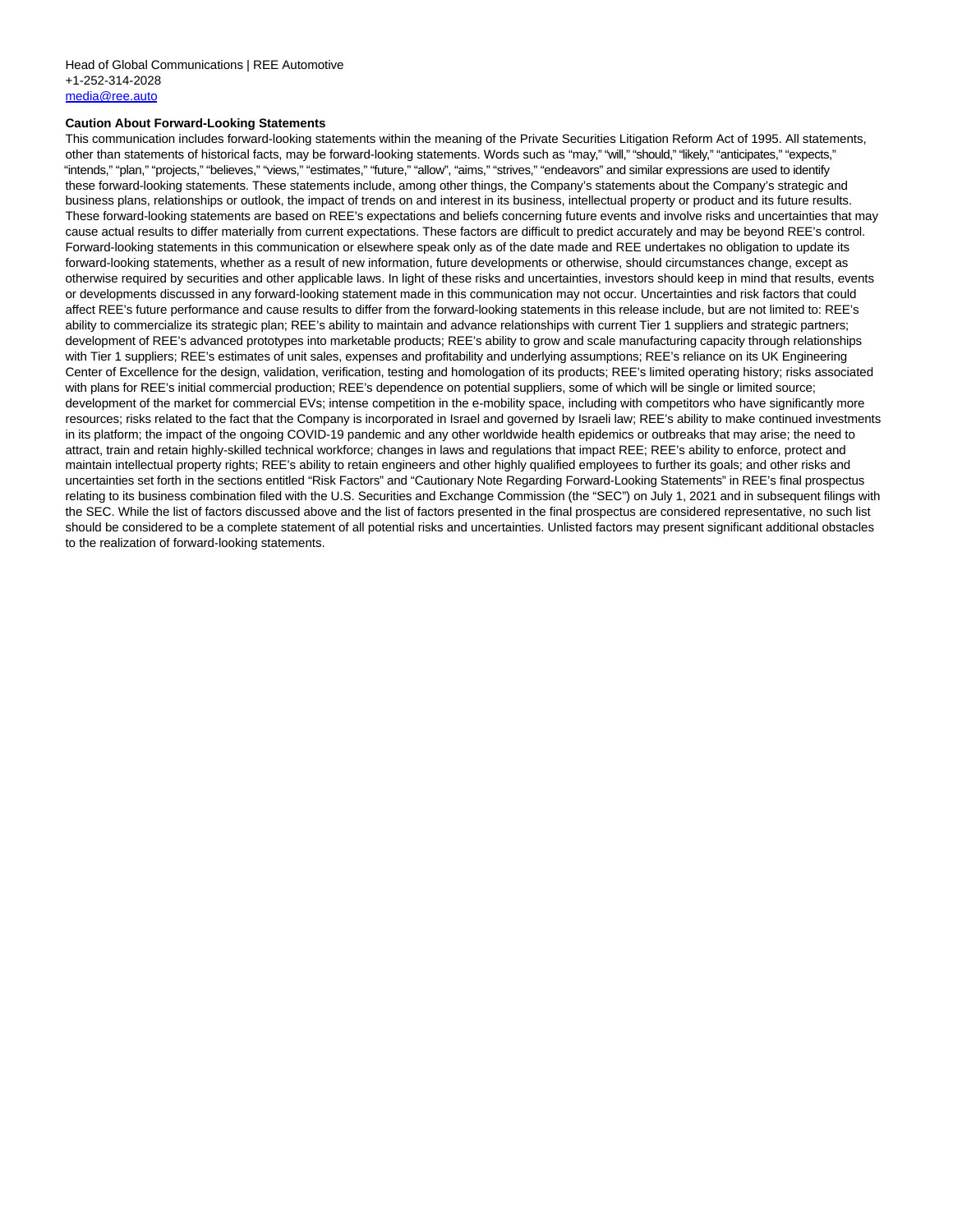Head of Global Communications | REE Automotive
+1-252-314-2028
media@ree.auto

**Caution About Forward-Looking Statements**

This communication includes forward-looking statements within the meaning of the Private Securities Litigation Reform Act of 1995. All statements, other than statements of historical facts, may be forward-looking statements. Words such as "may," "will," "should," "likely," "anticipates," "expects," "intends," "plan," "projects," "believes," "views," "estimates," "future," "allow", "aims," "strives," "endeavors" and similar expressions are used to identify these forward-looking statements. These statements include, among other things, the Company's statements about the Company's strategic and business plans, relationships or outlook, the impact of trends on and interest in its business, intellectual property or product and its future results. These forward-looking statements are based on REE's expectations and beliefs concerning future events and involve risks and uncertainties that may cause actual results to differ materially from current expectations. These factors are difficult to predict accurately and may be beyond REE's control. Forward-looking statements in this communication or elsewhere speak only as of the date made and REE undertakes no obligation to update its forward-looking statements, whether as a result of new information, future developments or otherwise, should circumstances change, except as otherwise required by securities and other applicable laws. In light of these risks and uncertainties, investors should keep in mind that results, events or developments discussed in any forward-looking statement made in this communication may not occur. Uncertainties and risk factors that could affect REE's future performance and cause results to differ from the forward-looking statements in this release include, but are not limited to: REE's ability to commercialize its strategic plan; REE's ability to maintain and advance relationships with current Tier 1 suppliers and strategic partners; development of REE's advanced prototypes into marketable products; REE's ability to grow and scale manufacturing capacity through relationships with Tier 1 suppliers; REE's estimates of unit sales, expenses and profitability and underlying assumptions; REE's reliance on its UK Engineering Center of Excellence for the design, validation, verification, testing and homologation of its products; REE's limited operating history; risks associated with plans for REE's initial commercial production; REE's dependence on potential suppliers, some of which will be single or limited source; development of the market for commercial EVs; intense competition in the e-mobility space, including with competitors who have significantly more resources; risks related to the fact that the Company is incorporated in Israel and governed by Israeli law; REE's ability to make continued investments in its platform; the impact of the ongoing COVID-19 pandemic and any other worldwide health epidemics or outbreaks that may arise; the need to attract, train and retain highly-skilled technical workforce; changes in laws and regulations that impact REE; REE's ability to enforce, protect and maintain intellectual property rights; REE's ability to retain engineers and other highly qualified employees to further its goals; and other risks and uncertainties set forth in the sections entitled "Risk Factors" and "Cautionary Note Regarding Forward-Looking Statements" in REE's final prospectus relating to its business combination filed with the U.S. Securities and Exchange Commission (the "SEC") on July 1, 2021 and in subsequent filings with the SEC. While the list of factors discussed above and the list of factors presented in the final prospectus are considered representative, no such list should be considered to be a complete statement of all potential risks and uncertainties. Unlisted factors may present significant additional obstacles to the realization of forward-looking statements.